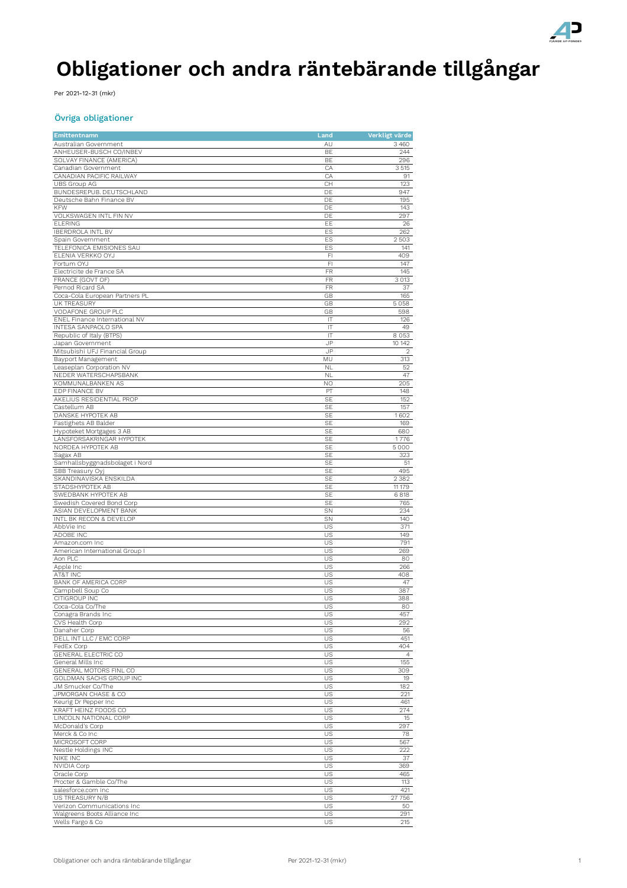# Obligationer och andra räntebärande tillgångar

Per 2021-12-31 (mkr)

## Övriga obligationer

| Emittentnamn | Land | Verkligt värde |
|---|---|---|
| Australian Government | AU | 3 460 |
| ANHEUSER-BUSCH CO/INBEV | BE | 244 |
| SOLVAY FINANCE (AMERICA) | BE | 296 |
| Canadian Government | CA | 3 515 |
| CANADIAN PACIFIC RAILWAY | CA | 91 |
| UBS Group AG | CH | 123 |
| BUNDESREPUB. DEUTSCHLAND | DE | 947 |
| Deutsche Bahn Finance BV | DE | 195 |
| KFW | DE | 143 |
| VOLKSWAGEN INTL FIN NV | DE | 297 |
| ELERING | EE | 26 |
| IBERDROLA INTL BV | ES | 262 |
| Spain Government | ES | 2 503 |
| TELEFONICA EMISIONES SAU | ES | 141 |
| ELENIA VERKKO OYJ | FI | 409 |
| Fortum OYJ | FI | 147 |
| Electricite de France SA | FR | 145 |
| FRANCE (GOVT OF) | FR | 3 013 |
| Pernod Ricard SA | FR | 37 |
| Coca-Cola European Partners PL | GB | 165 |
| UK TREASURY | GB | 5 058 |
| VODAFONE GROUP PLC | GB | 598 |
| ENEL Finance International NV | IT | 126 |
| INTESA SANPAOLO SPA | IT | 49 |
| Republic of Italy (BTPS) | IT | 8 053 |
| Japan Government | JP | 10 142 |
| Mitsubishi UFJ Financial Group | JP | 2 |
| Bayport Management | MU | 313 |
| Leaseplan Corporation NV | NL | 52 |
| NEDER WATERSCHAPSBANK | NL | 47 |
| KOMMUNALBANKEN AS | NO | 205 |
| EDP FINANCE BV | PT | 148 |
| AKELIUS RESIDENTIAL PROP | SE | 152 |
| Castellum AB | SE | 157 |
| DANSKE HYPOTEK AB | SE | 1 602 |
| Fastighets AB Balder | SE | 169 |
| Hypoteket Mortgages 3 AB | SE | 680 |
| LANSFORSAKRINGAR HYPOTEK | SE | 1 776 |
| NORDEA HYPOTEK AB | SE | 5 000 |
| Sagax AB | SE | 323 |
| Samhallsbyggnadsbolaget i Nord | SE | 51 |
| SBB Treasury Oyj | SE | 495 |
| SKANDINAVISKA ENSKILDA | SE | 2 382 |
| STADSHYPOTEK AB | SE | 11 179 |
| SWEDBANK HYPOTEK AB | SE | 6 818 |
| Swedish Covered Bond Corp | SE | 765 |
| ASIAN DEVELOPMENT BANK | SN | 234 |
| INTL BK RECON & DEVELOP | SN | 140 |
| AbbVie Inc | US | 371 |
| ADOBE INC | US | 149 |
| Amazon.com Inc | US | 791 |
| American International Group I | US | 269 |
| Aon PLC | US | 80 |
| Apple Inc | US | 266 |
| AT&T INC | US | 408 |
| BANK OF AMERICA CORP | US | 47 |
| Campbell Soup Co | US | 387 |
| CITIGROUP INC | US | 388 |
| Coca-Cola Co/The | US | 80 |
| Conagra Brands Inc | US | 457 |
| CVS Health Corp | US | 292 |
| Danaher Corp | US | 56 |
| DELL INT LLC / EMC CORP | US | 451 |
| FedEx Corp | US | 404 |
| GENERAL ELECTRIC CO | US | 4 |
| General Mills Inc | US | 155 |
| GENERAL MOTORS FINL CO | US | 309 |
| GOLDMAN SACHS GROUP INC | US | 19 |
| JM Smucker Co/The | US | 182 |
| JPMORGAN CHASE & CO | US | 221 |
| Keurig Dr Pepper Inc | US | 461 |
| KRAFT HEINZ FOODS CO | US | 274 |
| LINCOLN NATIONAL CORP | US | 15 |
| McDonald's Corp | US | 297 |
| Merck & Co Inc | US | 78 |
| MICROSOFT CORP | US | 567 |
| Nestle Holdings INC | US | 222 |
| NIKE INC | US | 37 |
| NVIDIA Corp | US | 369 |
| Oracle Corp | US | 465 |
| Procter & Gamble Co/The | US | 113 |
| salesforce.com inc | US | 421 |
| US TREASURY N/B | US | 27 756 |
| Verizon Communications Inc | US | 50 |
| Walgreens Boots Alliance Inc | US | 291 |
| Wells Fargo & Co | US | 215 |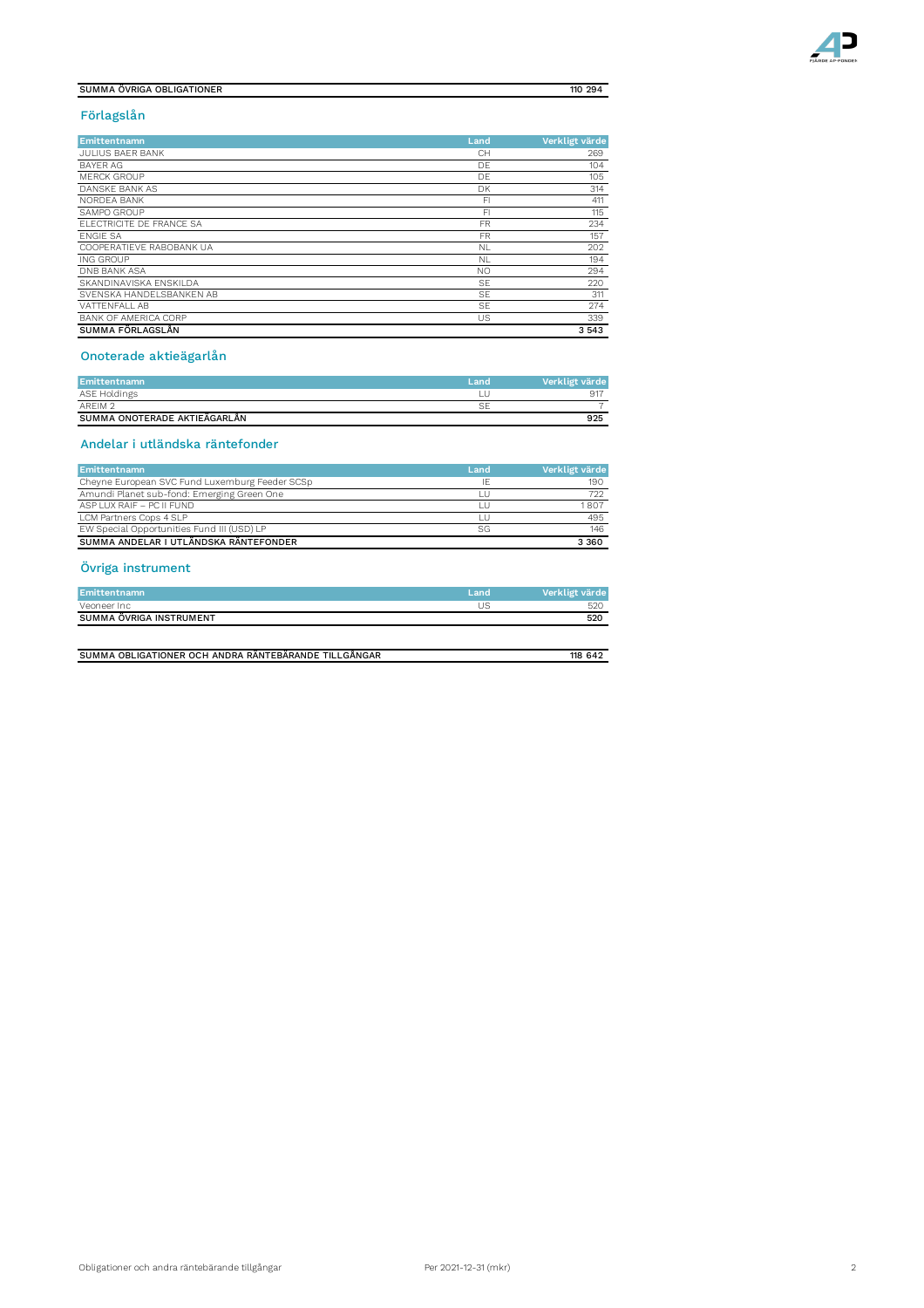| SUMMA ÖVRIGA OBLIGATIONER | | 110 294 |
|---|---|---|

## Förlagslån

| Emittentnamn | Land | Verkligt värde |
|---|---|---|
| JULIUS BAER BANK | CH | 269 |
| BAYER AG | DE | 104 |
| MERCK GROUP | DE | 105 |
| DANSKE BANK AS | DK | 314 |
| NORDEA BANK | FI | 411 |
| SAMPO GROUP | FI | 115 |
| ELECTRICITE DE FRANCE SA | FR | 234 |
| ENGIE SA | FR | 157 |
| COOPERATIEVE RABOBANK UA | NL | 202 |
| ING GROUP | NL | 194 |
| DNB BANK ASA | NO | 294 |
| SKANDINAVISKA ENSKILDA | SE | 220 |
| SVENSKA HANDELSBANKEN AB | SE | 311 |
| VATTENFALL AB | SE | 274 |
| BANK OF AMERICA CORP | US | 339 |
| **SUMMA FÖRLAGSLÅN** | | **3 543** |

## Onoterade aktieägarlån

| Emittentnamn | Land | Verkligt värde |
|---|---|---|
| ASE Holdings | LU | 917 |
| AREIM 2 | SE | 7 |
| **SUMMA ONOTERADE AKTIEÄGARLÅN** | | **925** |

## Andelar i utländska räntefonder

| Emittentnamn | Land | Verkligt värde |
|---|---|---|
| Cheyne European SVC Fund Luxemburg Feeder SCSp | IE | 190 |
| Amundi Planet sub-fond: Emerging Green One | LU | 722 |
| ASP LUX RAIF – PC II FUND | LU | 1 807 |
| LCM Partners Cops 4 SLP | LU | 495 |
| EW Special Opportunities Fund III (USD) LP | SG | 146 |
| **SUMMA ANDELAR I UTLÄNDSKA RÄNTEFONDER** | | **3 360** |

## Övriga instrument

| Emittentnamn | Land | Verkligt värde |
|---|---|---|
| Veoneer Inc | US | 520 |
| **SUMMA ÖVRIGA INSTRUMENT** | | **520** |

| SUMMA OBLIGATIONER OCH ANDRA RÄNTEBÄRANDE TILLGÅNGAR | | 118 642 |
|---|---|---|

Obligationer och andra räntebärande tillgångar — Per 2021-12-31 (mkr)